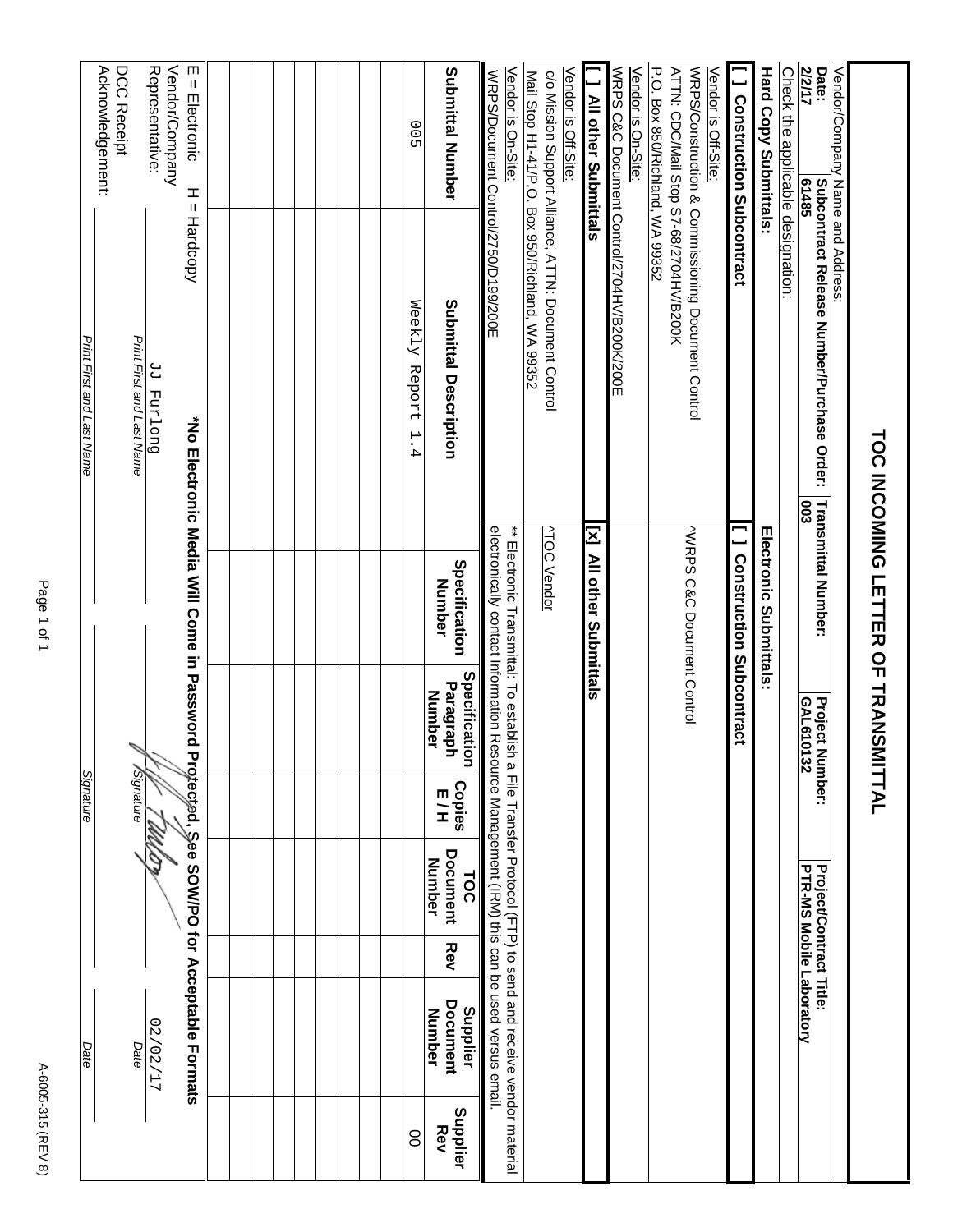# TOC INCOMING LETTER OF TRANSMITTAL

| Vendor/Company Name and Address: | | | |
|---|---|---|---|
| **Date:** 2/2/17 | **Subcontract Release Number/Purchase Order:** 61485 | **Transmittal Number:** 003 | **Project Number:** GAL610132 | 
| **Project/Contract Title:** PTR-MS Mobile Laboratory | | | |

Check the applicable designation:

| **Hard Copy Submittals:** | **Electronic Submittals:** |
|---|---|
| **[ ] Construction Subcontract** | **[ ] Construction Subcontract** |
| Vendor is Off-Site: WRPS/Construction & Commissioning Document Control ATTN: CDC/Mail Stop S7-68/2704HV/B200K P.O. Box 850/Richland, WA 99352 | ^WRPS C&C Document Control |
| Vendor is On-Site: WRPS C&C Document Control/2704HV/B200K/200E | |
| **[ ] All other Submittals** | **[x] All other Submittals** |
| Vendor is Off-Site: c/o Mission Support Alliance, ATTN: Document Control Mail Stop H1-41/P.O. Box 950/Richland, WA 99352 | ^TOC Vendor |
| Vendor is On-Site: WRPS/Document Control/2750/D199/200E | ** Electronic Transmittal: To establish a File Transfer Protocol (FTP) to send and receive vendor material electronically contact Information Resource Management (IRM) this can be used versus email. |

| Submittal Number | Submittal Description | Specification Number | Specification Paragraph Number | Copies E / H | TOC Document Number | Rev | Supplier Document Number | Supplier Rev |
|---|---|---|---|---|---|---|---|---|
| 005 | Weekly Report 1.4 | | | | | | | 00 |
| | | | | | | | | |
| | | | | | | | | |
| | | | | | | | | |
| | | | | | | | | |
| | | | | | | | | |
| | | | | | | | | |
| | | | | | | | | |
| | | | | | | | | |
| | | | | | | | | |

E = Electronic H = Hardcopy **\*No Electronic Media Will Come in Password Protected, See SOW/PO for Acceptable Formats**

| | | | |
|---|---|---|---|
| Vendor/Company Representative: | JJ Furlong | [Signature] | 02/02/17 |
| | *Print First and Last Name* | *Signature* | *Date* |
| DCC Receipt Acknowledgement: | | | |
| | *Print First and Last Name* | *Signature* | *Date* |

A-6005-315 (REV 8)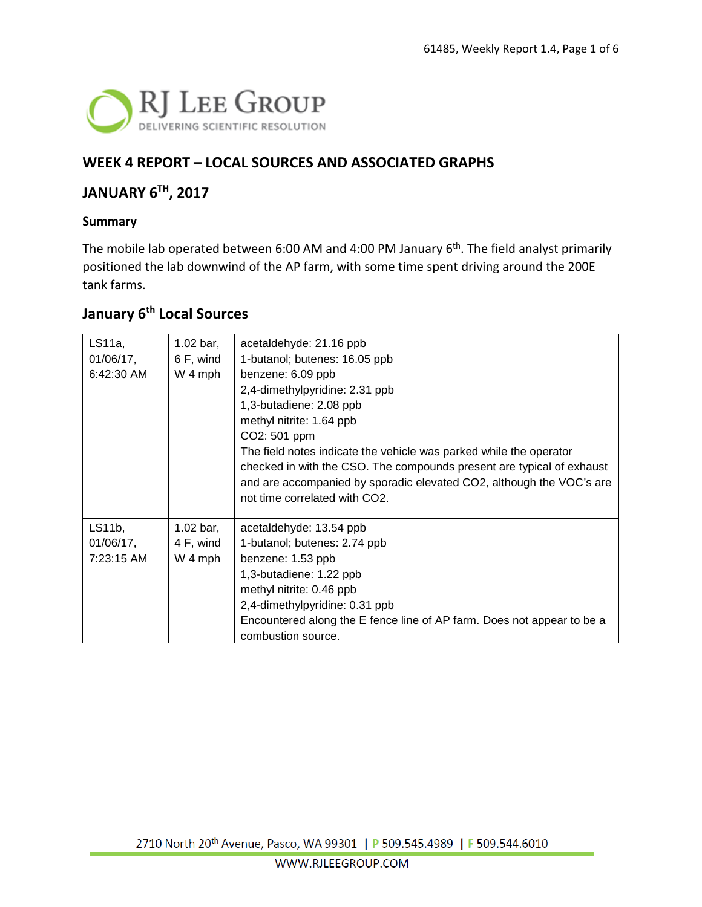RJ LEE GROUP
DELIVERING SCIENTIFIC RESOLUTION

## WEEK 4 REPORT – LOCAL SOURCES AND ASSOCIATED GRAPHS

## JANUARY 6TH, 2017

### Summary

The mobile lab operated between 6:00 AM and 4:00 PM January 6th. The field analyst primarily positioned the lab downwind of the AP farm, with some time spent driving around the 200E tank farms.

## January 6th Local Sources

| | | |
|---|---|---|
| LS11a, 01/06/17, 6:42:30 AM | 1.02 bar, 6 F, wind W 4 mph | acetaldehyde: 21.16 ppb<br>1-butanol; butenes: 16.05 ppb<br>benzene: 6.09 ppb<br>2,4-dimethylpyridine: 2.31 ppb<br>1,3-butadiene: 2.08 ppb<br>methyl nitrite: 1.64 ppb<br>$CO_2$: 501 ppm<br>The field notes indicate the vehicle was parked while the operator checked in with the CSO. The compounds present are typical of exhaust and are accompanied by sporadic elevated $CO_2$, although the VOC's are not time correlated with $CO_2$. |
| LS11b, 01/06/17, 7:23:15 AM | 1.02 bar, 4 F, wind W 4 mph | acetaldehyde: 13.54 ppb<br>1-butanol; butenes: 2.74 ppb<br>benzene: 1.53 ppb<br>1,3-butadiene: 1.22 ppb<br>methyl nitrite: 0.46 ppb<br>2,4-dimethylpyridine: 0.31 ppb<br>Encountered along the E fence line of AP farm. Does not appear to be a combustion source. |

2710 North 20th Avenue, Pasco, WA 99301 | P 509.545.4989 | F 509.544.6010

WWW.RJLEEGROUP.COM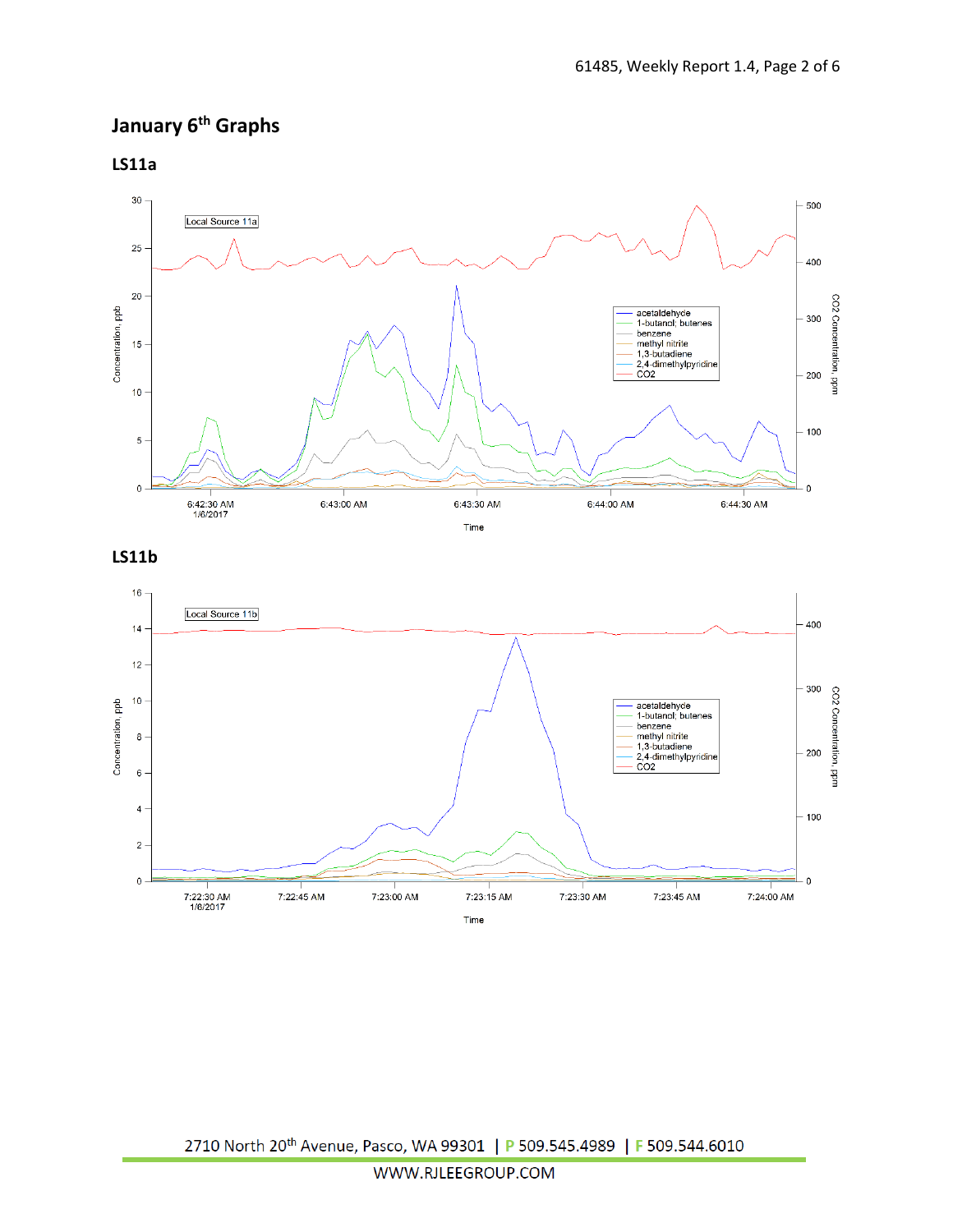## January 6th Graphs

### LS11a

### LS11b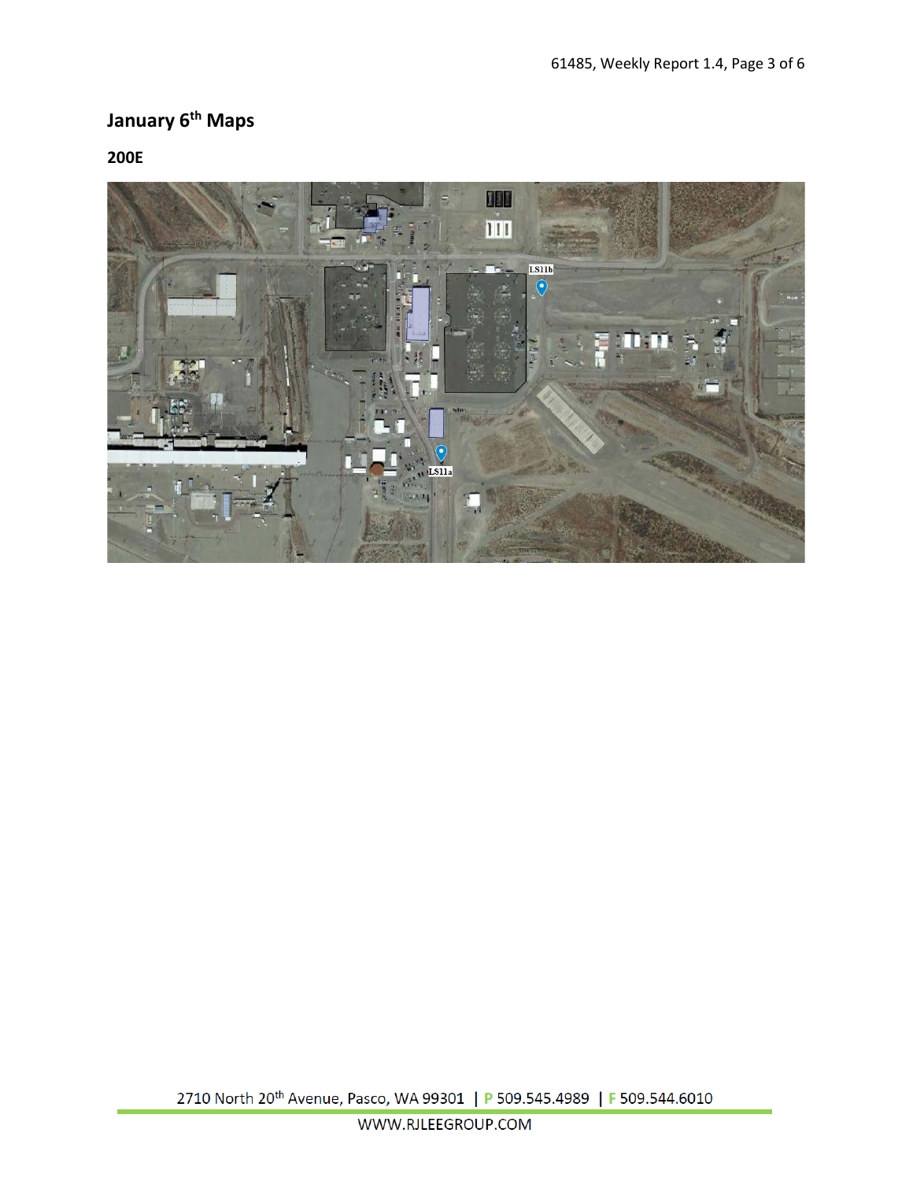## January 6th Maps

### 200E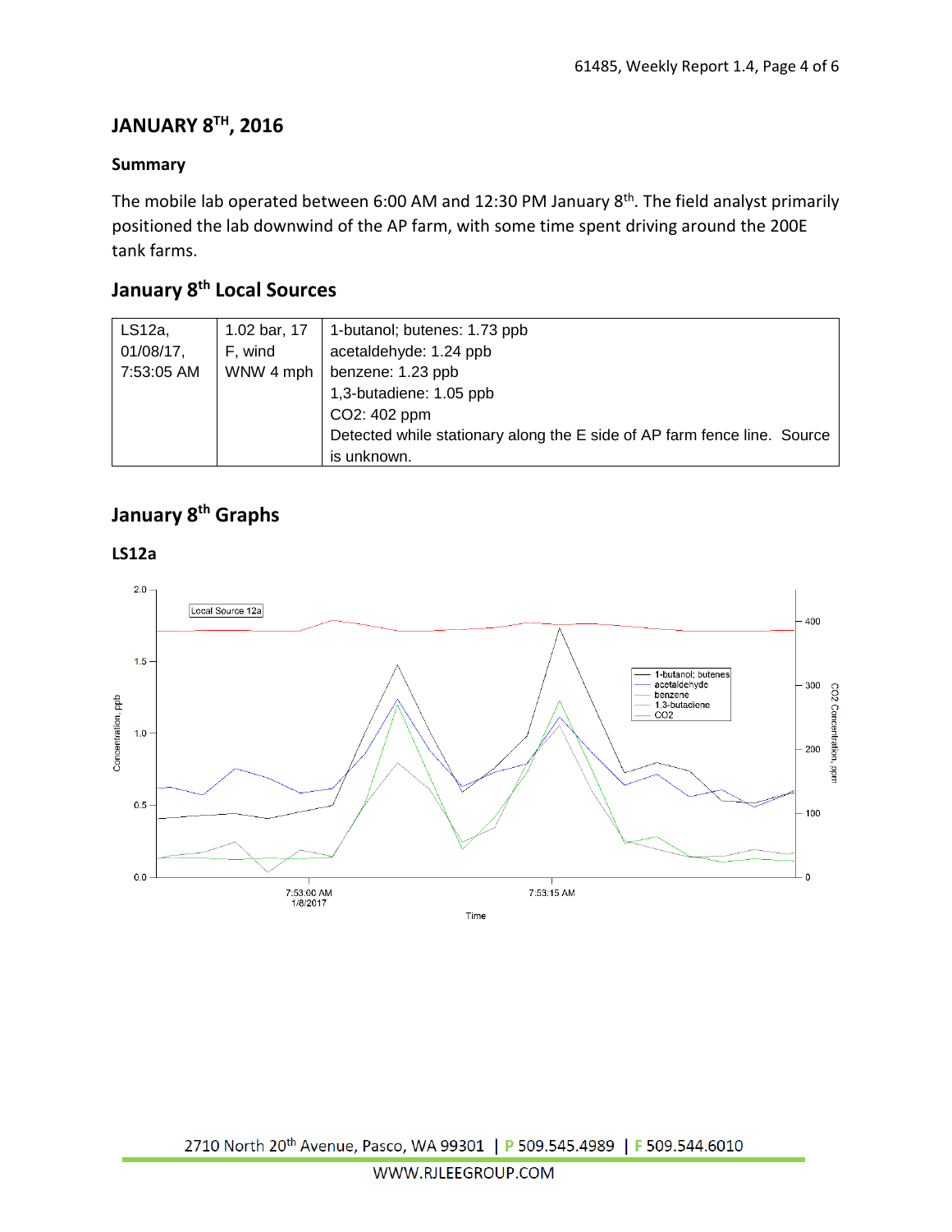## JANUARY 8TH, 2016

### Summary

The mobile lab operated between 6:00 AM and 12:30 PM January 8th. The field analyst primarily positioned the lab downwind of the AP farm, with some time spent driving around the 200E tank farms.

## January 8th Local Sources

| | | |
|---|---|---|
| LS12a, 01/08/17, 7:53:05 AM | 1.02 bar, 17 F, wind WNW 4 mph | 1-butanol; butenes: 1.73 ppb<br>acetaldehyde: 1.24 ppb<br>benzene: 1.23 ppb<br>1,3-butadiene: 1.05 ppb<br>CO2: 402 ppm<br>Detected while stationary along the E side of AP farm fence line. Source is unknown. |

## January 8th Graphs

### LS12a

Local Source 12a

Concentration, ppb: 0.0, 0.5, 1.0, 1.5, 2.0

CO2 Concentration, ppm: 0, 100, 200, 300, 400

Time: 7:53:00 AM 1/8/2017, 7:53:15 AM

Legend: 1-butanol; butenes, acetaldehyde, benzene, 1,3-butadiene, CO2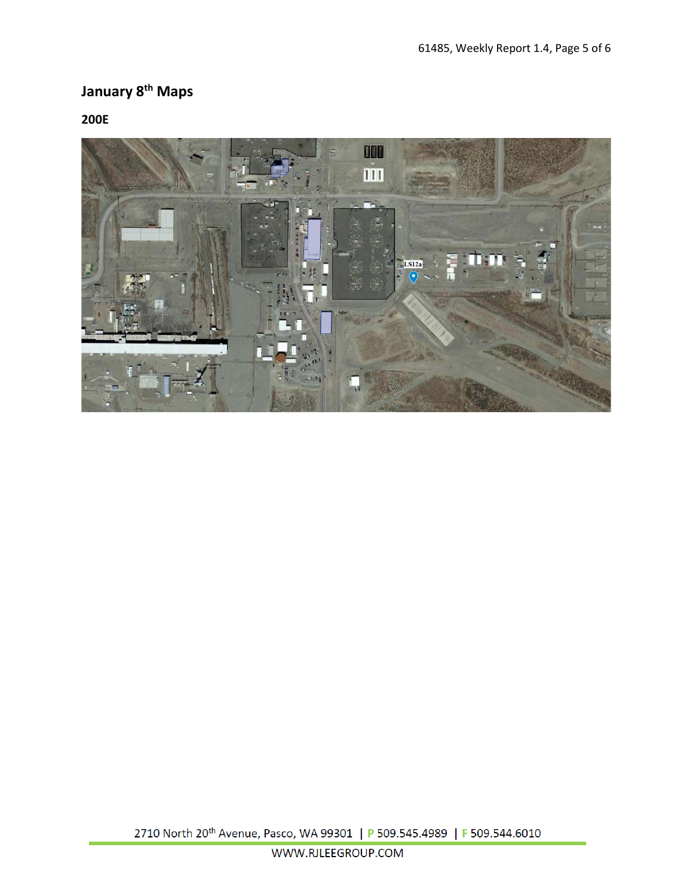## January 8th Maps

### 200E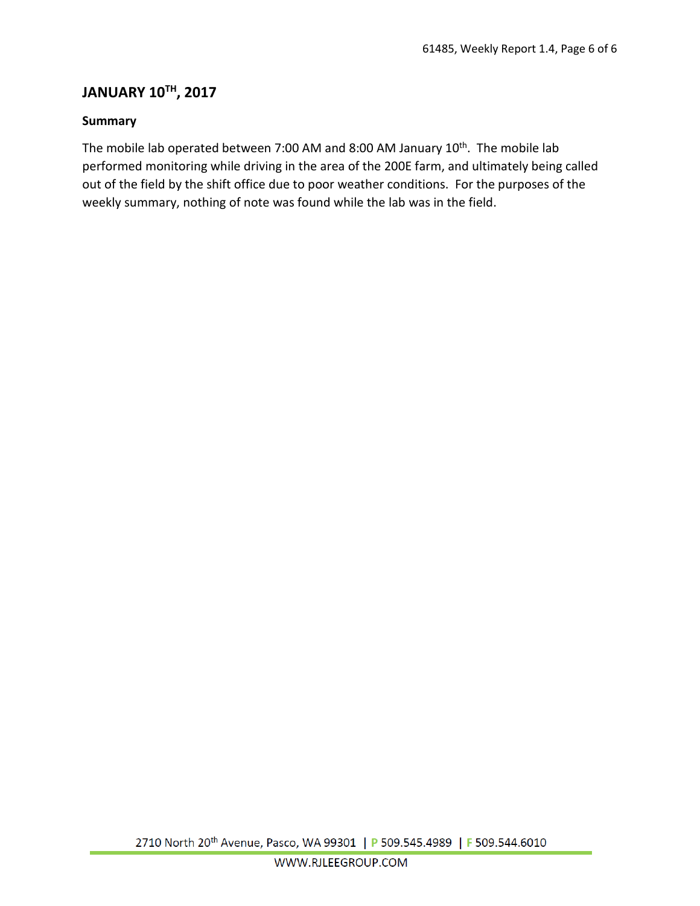## JANUARY 10TH, 2017

### Summary

The mobile lab operated between 7:00 AM and 8:00 AM January 10th. The mobile lab performed monitoring while driving in the area of the 200E farm, and ultimately being called out of the field by the shift office due to poor weather conditions. For the purposes of the weekly summary, nothing of note was found while the lab was in the field.